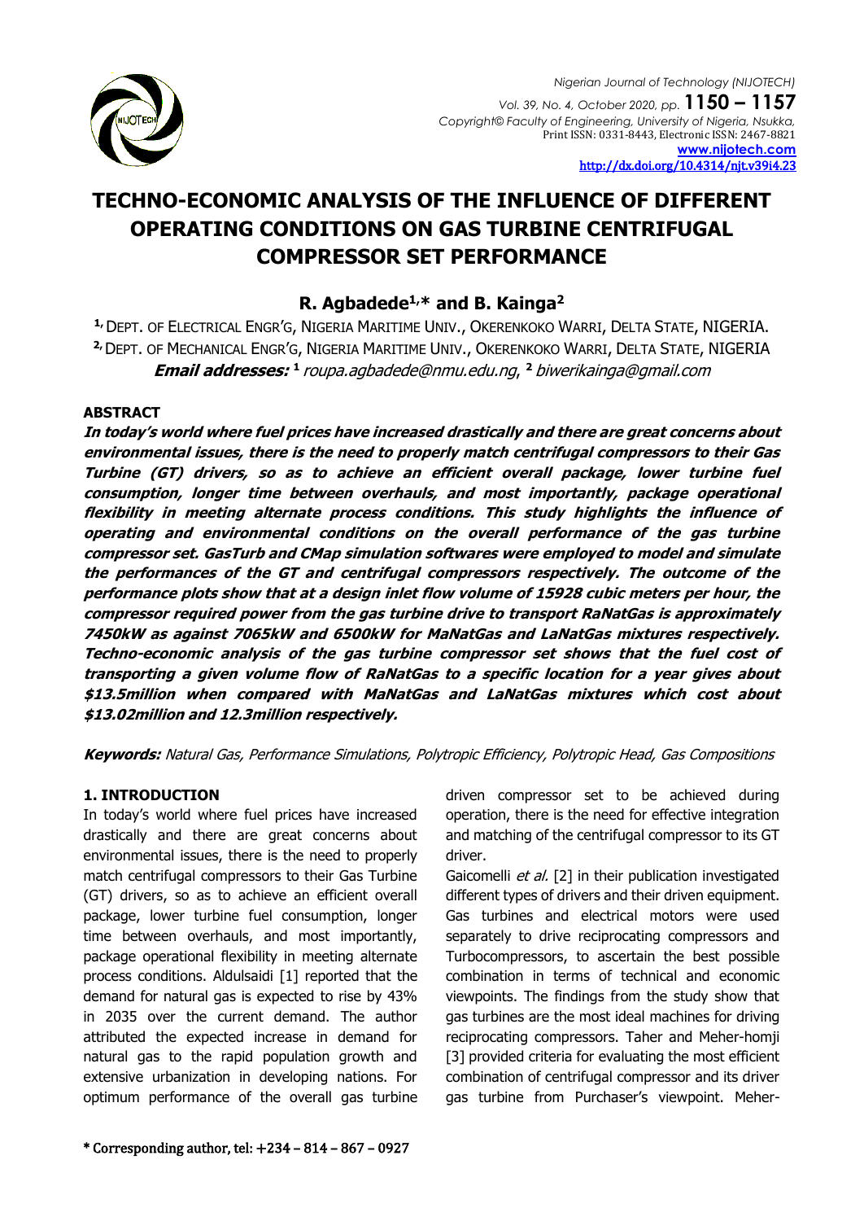# TECHNO-ECONOMIC ANALYSIS OF THE INFLUENCE OF DIFFERENT OPERATING CONDITIONS ON GAS TURBINE CENTRIFUGAL COMPRESSOR SET PERFORMANCE

## R. Agbadede[1,]* and B. Kainga[2]

[1,] DEPT. OF ELECTRICAL ENGR'G, NIGERIA MARITIME UNIV., OKERENKOKO WARRI, DELTA STATE, NIGERIA.
[2,] DEPT. OF MECHANICAL ENGR'G, NIGERIA MARITIME UNIV., OKERENKOKO WARRI, DELTA STATE, NIGERIA

***Email addresses:*** [1] *roupa.agbadede@nmu.edu.ng*, [2] *biwerikainga@gmail.com*

### ABSTRACT

***In today's world where fuel prices have increased drastically and there are great concerns about environmental issues, there is the need to properly match centrifugal compressors to their Gas Turbine (GT) drivers, so as to achieve an efficient overall package, lower turbine fuel consumption, longer time between overhauls, and most importantly, package operational flexibility in meeting alternate process conditions. This study highlights the influence of operating and environmental conditions on the overall performance of the gas turbine compressor set. GasTurb and CMap simulation softwares were employed to model and simulate the performances of the GT and centrifugal compressors respectively. The outcome of the performance plots show that at a design inlet flow volume of 15928 cubic meters per hour, the compressor required power from the gas turbine drive to transport RaNatGas is approximately 7450kW as against 7065kW and 6500kW for MaNatGas and LaNatGas mixtures respectively. Techno-economic analysis of the gas turbine compressor set shows that the fuel cost of transporting a given volume flow of RaNatGas to a specific location for a year gives about $13.5million when compared with MaNatGas and LaNatGas mixtures which cost about $13.02million and 12.3million respectively.***

***Keywords:*** *Natural Gas, Performance Simulations, Polytropic Efficiency, Polytropic Head, Gas Compositions*

### 1. INTRODUCTION

In today's world where fuel prices have increased drastically and there are great concerns about environmental issues, there is the need to properly match centrifugal compressors to their Gas Turbine (GT) drivers, so as to achieve an efficient overall package, lower turbine fuel consumption, longer time between overhauls, and most importantly, package operational flexibility in meeting alternate process conditions. Aldulsaidi [1] reported that the demand for natural gas is expected to rise by 43% in 2035 over the current demand. The author attributed the expected increase in demand for natural gas to the rapid population growth and extensive urbanization in developing nations. For optimum performance of the overall gas turbine driven compressor set to be achieved during operation, there is the need for effective integration and matching of the centrifugal compressor to its GT driver.

Gaicomelli *et al.* [2] in their publication investigated different types of drivers and their driven equipment. Gas turbines and electrical motors were used separately to drive reciprocating compressors and Turbocompressors, to ascertain the best possible combination in terms of technical and economic viewpoints. The findings from the study show that gas turbines are the most ideal machines for driving reciprocating compressors. Taher and Meher-homji [3] provided criteria for evaluating the most efficient combination of centrifugal compressor and its driver gas turbine from Purchaser's viewpoint. Meher-

\* Corresponding author, tel: +234 – 814 – 867 – 0927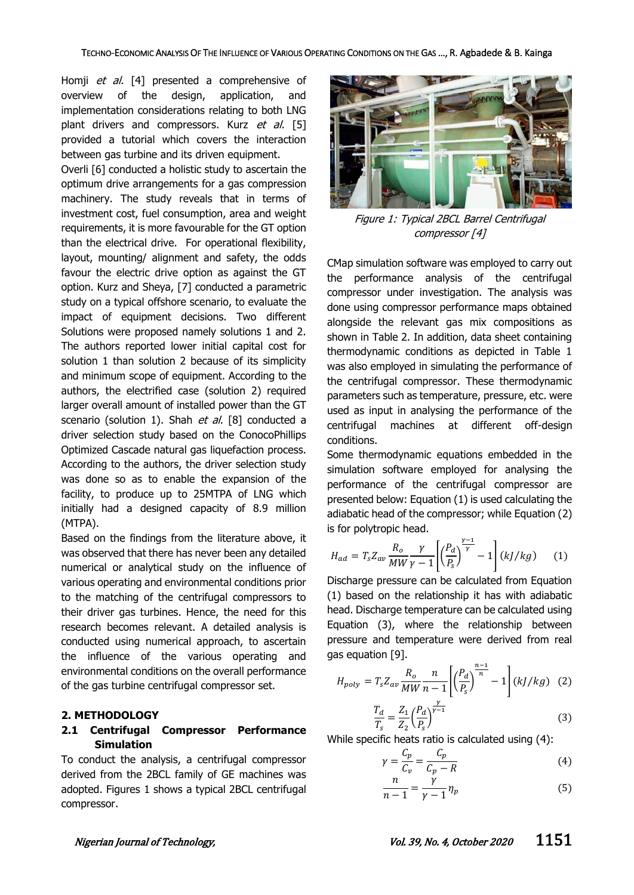Homji *et al.* [4] presented a comprehensive of overview of the design, application, and implementation considerations relating to both LNG plant drivers and compressors. Kurz *et al.* [5] provided a tutorial which covers the interaction between gas turbine and its driven equipment.

Overli [6] conducted a holistic study to ascertain the optimum drive arrangements for a gas compression machinery. The study reveals that in terms of investment cost, fuel consumption, area and weight requirements, it is more favourable for the GT option than the electrical drive. For operational flexibility, layout, mounting/ alignment and safety, the odds favour the electric drive option as against the GT option. Kurz and Sheya, [7] conducted a parametric study on a typical offshore scenario, to evaluate the impact of equipment decisions. Two different Solutions were proposed namely solutions 1 and 2. The authors reported lower initial capital cost for solution 1 than solution 2 because of its simplicity and minimum scope of equipment. According to the authors, the electrified case (solution 2) required larger overall amount of installed power than the GT scenario (solution 1). Shah *et al.* [8] conducted a driver selection study based on the ConocoPhillips Optimized Cascade natural gas liquefaction process. According to the authors, the driver selection study was done so as to enable the expansion of the facility, to produce up to 25MTPA of LNG which initially had a designed capacity of 8.9 million (MTPA).

Based on the findings from the literature above, it was observed that there has never been any detailed numerical or analytical study on the influence of various operating and environmental conditions prior to the matching of the centrifugal compressors to their driver gas turbines. Hence, the need for this research becomes relevant. A detailed analysis is conducted using numerical approach, to ascertain the influence of the various operating and environmental conditions on the overall performance of the gas turbine centrifugal compressor set.

## 2. METHODOLOGY

### 2.1 Centrifugal Compressor Performance Simulation

To conduct the analysis, a centrifugal compressor derived from the 2BCL family of GE machines was adopted. Figures 1 shows a typical 2BCL centrifugal compressor.

*Figure 1: Typical 2BCL Barrel Centrifugal compressor [4]*

CMap simulation software was employed to carry out the performance analysis of the centrifugal compressor under investigation. The analysis was done using compressor performance maps obtained alongside the relevant gas mix compositions as shown in Table 2. In addition, data sheet containing thermodynamic conditions as depicted in Table 1 was also employed in simulating the performance of the centrifugal compressor. These thermodynamic parameters such as temperature, pressure, etc. were used as input in analysing the performance of the centrifugal machines at different off-design conditions.

Some thermodynamic equations embedded in the simulation software employed for analysing the performance of the centrifugal compressor are presented below: Equation (1) is used calculating the adiabatic head of the compressor; while Equation (2) is for polytropic head.

$$H_{ad} = T_s Z_{av} \frac{R_o}{MW} \frac{\gamma}{\gamma - 1}\left[\left(\frac{P_d}{P_s}\right)^{\frac{\gamma-1}{\gamma}} - 1\right] (kJ/kg) \quad (1)$$

Discharge pressure can be calculated from Equation (1) based on the relationship it has with adiabatic head. Discharge temperature can be calculated using Equation (3), where the relationship between pressure and temperature were derived from real gas equation [9].

$$H_{poly} = T_s Z_{av} \frac{R_o}{MW} \frac{n}{n - 1}\left[\left(\frac{P_d}{P_s}\right)^{\frac{n-1}{n}} - 1\right] (kJ/kg) \quad (2)$$

$$\frac{T_d}{T_s} = \frac{Z_1}{Z_2}\left(\frac{P_d}{P_s}\right)^{\frac{\gamma}{\gamma-1}} \quad (3)$$

While specific heats ratio is calculated using (4):

$$\gamma = \frac{C_p}{C_v} = \frac{C_p}{C_p - R} \quad (4)$$

$$\frac{n}{n-1} = \frac{\gamma}{\gamma - 1}\eta_p \quad (5)$$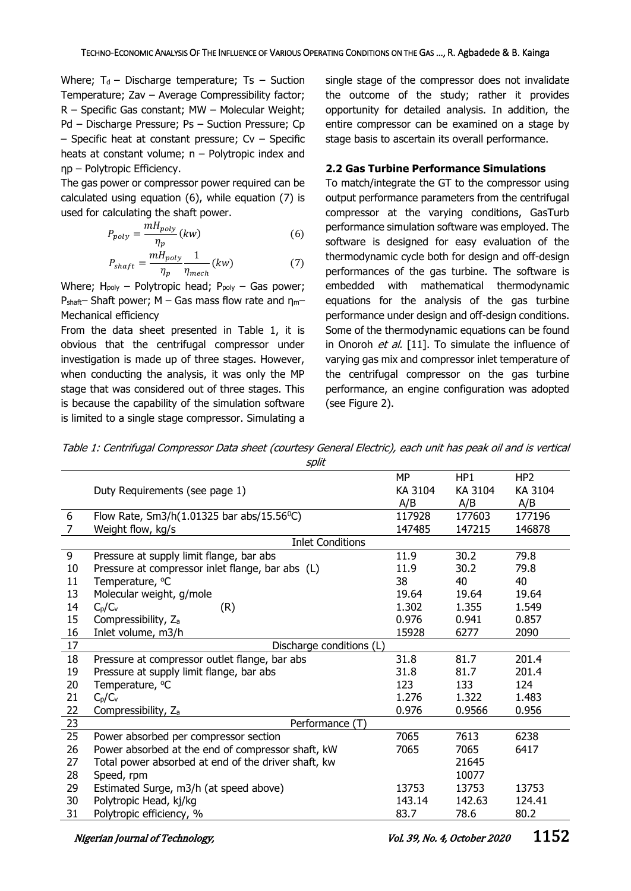Where; $T_d$ – Discharge temperature; Ts – Suction Temperature; Zav – Average Compressibility factor; R – Specific Gas constant; MW – Molecular Weight; Pd – Discharge Pressure; Ps – Suction Pressure; Cp – Specific heat at constant pressure; Cv – Specific heats at constant volume; n – Polytropic index and ηp – Polytropic Efficiency.

The gas power or compressor power required can be calculated using equation (6), while equation (7) is used for calculating the shaft power.

$$P_{poly} = \frac{mH_{poly}}{\eta_p}(kw) \tag{6}$$

$$P_{shaft} = \frac{mH_{poly}}{\eta_p}\frac{1}{\eta_{mech}}(kw) \tag{7}$$

Where; $H_{poly}$ – Polytropic head; $P_{poly}$ – Gas power; $P_{shaft}$ – Shaft power; M – Gas mass flow rate and $\eta_m$ – Mechanical efficiency

From the data sheet presented in Table 1, it is obvious that the centrifugal compressor under investigation is made up of three stages. However, when conducting the analysis, it was only the MP stage that was considered out of three stages. This is because the capability of the simulation software is limited to a single stage compressor. Simulating a single stage of the compressor does not invalidate the outcome of the study; rather it provides opportunity for detailed analysis. In addition, the entire compressor can be examined on a stage by stage basis to ascertain its overall performance.

## 2.2 Gas Turbine Performance Simulations

To match/integrate the GT to the compressor using output performance parameters from the centrifugal compressor at the varying conditions, GasTurb performance simulation software was employed. The software is designed for easy evaluation of the thermodynamic cycle both for design and off-design performances of the gas turbine. The software is embedded with mathematical thermodynamic equations for the analysis of the gas turbine performance under design and off-design conditions. Some of the thermodynamic equations can be found in Onoroh *et al.* [11]. To simulate the influence of varying gas mix and compressor inlet temperature of the centrifugal compressor on the gas turbine performance, an engine configuration was adopted (see Figure 2).

*Table 1: Centrifugal Compressor Data sheet (courtesy General Electric), each unit has peak oil and is vertical split*

| | Duty Requirements (see page 1) | MP KA 3104 A/B | HP1 KA 3104 A/B | HP2 KA 3104 A/B |
|---|---|---|---|---|
| 6 | Flow Rate, Sm3/h(1.01325 bar abs/15.56$^0$C) | 117928 | 177603 | 177196 |
| 7 | Weight flow, kg/s | 147485 | 147215 | 146878 |
| | Inlet Conditions | | | |
| 9 | Pressure at supply limit flange, bar abs | 11.9 | 30.2 | 79.8 |
| 10 | Pressure at compressor inlet flange, bar abs (L) | 11.9 | 30.2 | 79.8 |
| 11 | Temperature, °C | 38 | 40 | 40 |
| 13 | Molecular weight, g/mole | 19.64 | 19.64 | 19.64 |
| 14 | $C_p/C_v$ (R) | 1.302 | 1.355 | 1.549 |
| 15 | Compressibility, $Z_a$ | 0.976 | 0.941 | 0.857 |
| 16 | Inlet volume, m3/h | 15928 | 6277 | 2090 |
| 17 | Discharge conditions (L) | | | |
| 18 | Pressure at compressor outlet flange, bar abs | 31.8 | 81.7 | 201.4 |
| 19 | Pressure at supply limit flange, bar abs | 31.8 | 81.7 | 201.4 |
| 20 | Temperature, °C | 123 | 133 | 124 |
| 21 | $C_p/C_v$ | 1.276 | 1.322 | 1.483 |
| 22 | Compressibility, $Z_a$ | 0.976 | 0.9566 | 0.956 |
| 23 | Performance (T) | | | |
| 25 | Power absorbed per compressor section | 7065 | 7613 | 6238 |
| 26 | Power absorbed at the end of compressor shaft, kW | 7065 | 7065 | 6417 |
| 27 | Total power absorbed at end of the driver shaft, kw | | 21645 | |
| 28 | Speed, rpm | | 10077 | |
| 29 | Estimated Surge, m3/h (at speed above) | 13753 | 13753 | 13753 |
| 30 | Polytropic Head, kj/kg | 143.14 | 142.63 | 124.41 |
| 31 | Polytropic efficiency, % | 83.7 | 78.6 | 80.2 |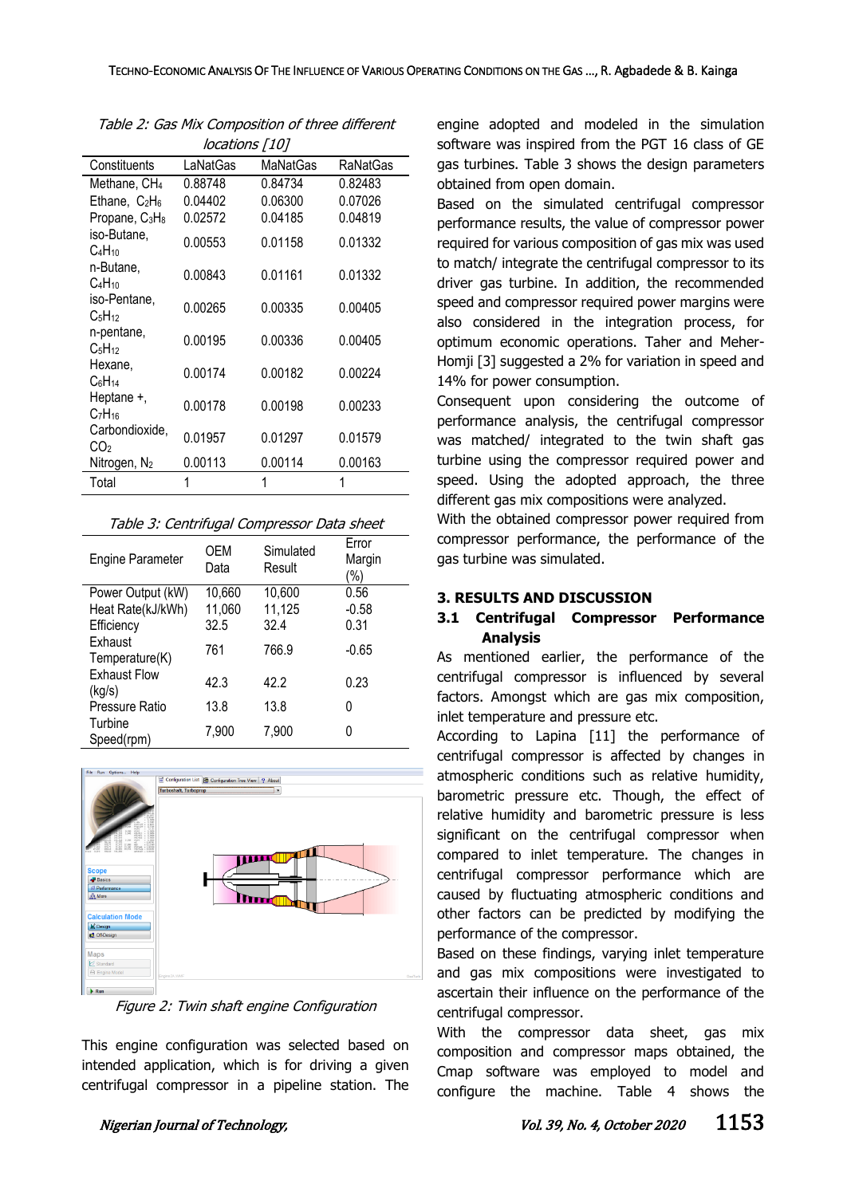Table 2: Gas Mix Composition of three different locations [10]

| Constituents | LaNatGas | MaNatGas | RaNatGas |
|---|---|---|---|
| Methane, $CH_4$ | 0.88748 | 0.84734 | 0.82483 |
| Ethane, $C_2H_6$ | 0.04402 | 0.06300 | 0.07026 |
| Propane, $C_3H_8$ | 0.02572 | 0.04185 | 0.04819 |
| iso-Butane, $C_4H_{10}$ | 0.00553 | 0.01158 | 0.01332 |
| n-Butane, $C_4H_{10}$ | 0.00843 | 0.01161 | 0.01332 |
| iso-Pentane, $C_5H_{12}$ | 0.00265 | 0.00335 | 0.00405 |
| n-pentane, $C_5H_{12}$ | 0.00195 | 0.00336 | 0.00405 |
| Hexane, $C_6H_{14}$ | 0.00174 | 0.00182 | 0.00224 |
| Heptane +, $C_7H_{16}$ | 0.00178 | 0.00198 | 0.00233 |
| Carbondioxide, $CO_2$ | 0.01957 | 0.01297 | 0.01579 |
| Nitrogen, $N_2$ | 0.00113 | 0.00114 | 0.00163 |
| Total | 1 | 1 | 1 |

Table 3: Centrifugal Compressor Data sheet

| Engine Parameter | OEM Data | Simulated Result | Error Margin (%) |
|---|---|---|---|
| Power Output (kW) | 10,660 | 10,600 | 0.56 |
| Heat Rate(kJ/kWh) | 11,060 | 11,125 | -0.58 |
| Efficiency | 32.5 | 32.4 | 0.31 |
| Exhaust Temperature(K) | 761 | 766.9 | -0.65 |
| Exhaust Flow (kg/s) | 42.3 | 42.2 | 0.23 |
| Pressure Ratio | 13.8 | 13.8 | 0 |
| Turbine Speed(rpm) | 7,900 | 7,900 | 0 |

Figure 2: Twin shaft engine Configuration

This engine configuration was selected based on intended application, which is for driving a given centrifugal compressor in a pipeline station. The engine adopted and modeled in the simulation software was inspired from the PGT 16 class of GE gas turbines. Table 3 shows the design parameters obtained from open domain.

Based on the simulated centrifugal compressor performance results, the value of compressor power required for various composition of gas mix was used to match/ integrate the centrifugal compressor to its driver gas turbine. In addition, the recommended speed and compressor required power margins were also considered in the integration process, for optimum economic operations. Taher and Meher-Homji [3] suggested a 2% for variation in speed and 14% for power consumption.

Consequent upon considering the outcome of performance analysis, the centrifugal compressor was matched/ integrated to the twin shaft gas turbine using the compressor required power and speed. Using the adopted approach, the three different gas mix compositions were analyzed.

With the obtained compressor power required from compressor performance, the performance of the gas turbine was simulated.

## 3. RESULTS AND DISCUSSION

### 3.1 Centrifugal Compressor Performance Analysis

As mentioned earlier, the performance of the centrifugal compressor is influenced by several factors. Amongst which are gas mix composition, inlet temperature and pressure etc.

According to Lapina [11] the performance of centrifugal compressor is affected by changes in atmospheric conditions such as relative humidity, barometric pressure etc. Though, the effect of relative humidity and barometric pressure is less significant on the centrifugal compressor when compared to inlet temperature. The changes in centrifugal compressor performance which are caused by fluctuating atmospheric conditions and other factors can be predicted by modifying the performance of the compressor.

Based on these findings, varying inlet temperature and gas mix compositions were investigated to ascertain their influence on the performance of the centrifugal compressor.

With the compressor data sheet, gas mix composition and compressor maps obtained, the Cmap software was employed to model and configure the machine. Table 4 shows the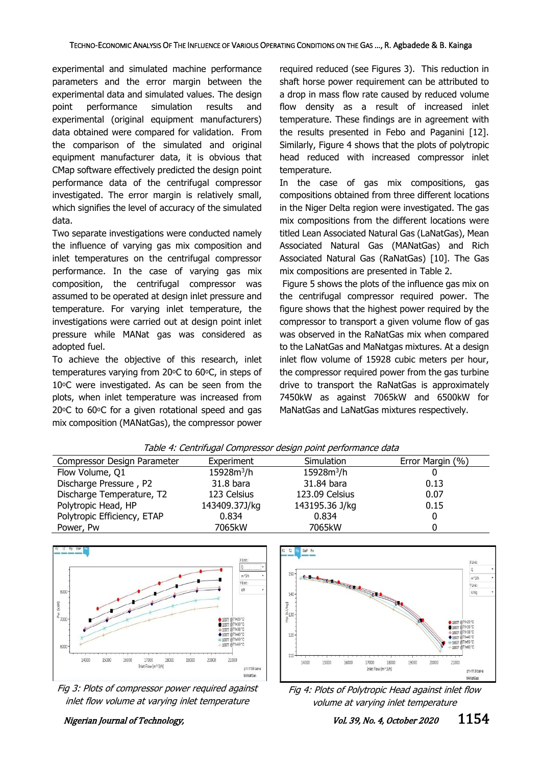experimental and simulated machine performance parameters and the error margin between the experimental data and simulated values. The design point performance simulation results and experimental (original equipment manufacturers) data obtained were compared for validation. From the comparison of the simulated and original equipment manufacturer data, it is obvious that CMap software effectively predicted the design point performance data of the centrifugal compressor investigated. The error margin is relatively small, which signifies the level of accuracy of the simulated data.

Two separate investigations were conducted namely the influence of varying gas mix composition and inlet temperatures on the centrifugal compressor performance. In the case of varying gas mix composition, the centrifugal compressor was assumed to be operated at design inlet pressure and temperature. For varying inlet temperature, the investigations were carried out at design point inlet pressure while MANat gas was considered as adopted fuel.

To achieve the objective of this research, inlet temperatures varying from 20°C to 60°C, in steps of 10°C were investigated. As can be seen from the plots, when inlet temperature was increased from 20°C to 60°C for a given rotational speed and gas mix composition (MANatGas), the compressor power required reduced (see Figures 3). This reduction in shaft horse power requirement can be attributed to a drop in mass flow rate caused by reduced volume flow density as a result of increased inlet temperature. These findings are in agreement with the results presented in Febo and Paganini [12]. Similarly, Figure 4 shows that the plots of polytropic head reduced with increased compressor inlet temperature.

In the case of gas mix compositions, gas compositions obtained from three different locations in the Niger Delta region were investigated. The gas mix compositions from the different locations were titled Lean Associated Natural Gas (LaNatGas), Mean Associated Natural Gas (MANatGas) and Rich Associated Natural Gas (RaNatGas) [10]. The Gas mix compositions are presented in Table 2.

Figure 5 shows the plots of the influence gas mix on the centrifugal compressor required power. The figure shows that the highest power required by the compressor to transport a given volume flow of gas was observed in the RaNatGas mix when compared to the LaNatGas and MaNatgas mixtures. At a design inlet flow volume of 15928 cubic meters per hour, the compressor required power from the gas turbine drive to transport the RaNatGas is approximately 7450kW as against 7065kW and 6500kW for MaNatGas and LaNatGas mixtures respectively.

*Table 4: Centrifugal Compressor design point performance data*

| Compressor Design Parameter | Experiment | Simulation | Error Margin (%) |
|---|---|---|---|
| Flow Volume, Q1 | 15928m³/h | 15928m³/h | 0 |
| Discharge Pressure , P2 | 31.8 bara | 31.84 bara | 0.13 |
| Discharge Temperature, T2 | 123 Celsius | 123.09 Celsius | 0.07 |
| Polytropic Head, HP | 143409.37J/kg | 143195.36 J/kg | 0.15 |
| Polytropic Efficiency, ETAP | 0.834 | 0.834 | 0 |
| Power, Pw | 7065kW | 7065kW | 0 |

*Fig 3: Plots of compressor power required against inlet flow volume at varying inlet temperature*

*Fig 4: Plots of Polytropic Head against inlet flow volume at varying inlet temperature*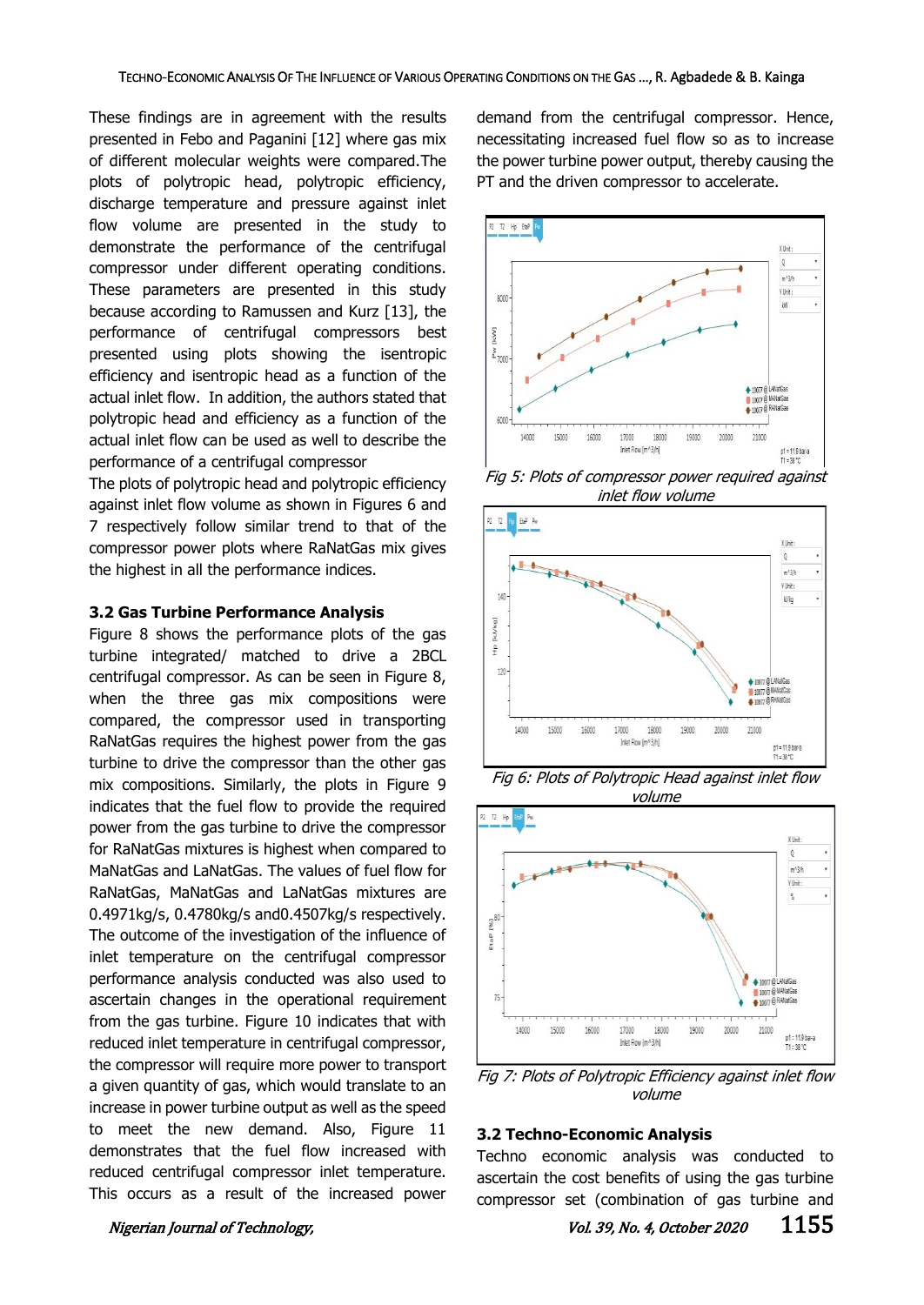These findings are in agreement with the results presented in Febo and Paganini [12] where gas mix of different molecular weights were compared.The plots of polytropic head, polytropic efficiency, discharge temperature and pressure against inlet flow volume are presented in the study to demonstrate the performance of the centrifugal compressor under different operating conditions. These parameters are presented in this study because according to Ramussen and Kurz [13], the performance of centrifugal compressors best presented using plots showing the isentropic efficiency and isentropic head as a function of the actual inlet flow. In addition, the authors stated that polytropic head and efficiency as a function of the actual inlet flow can be used as well to describe the performance of a centrifugal compressor

The plots of polytropic head and polytropic efficiency against inlet flow volume as shown in Figures 6 and 7 respectively follow similar trend to that of the compressor power plots where RaNatGas mix gives the highest in all the performance indices.

### 3.2 Gas Turbine Performance Analysis

Figure 8 shows the performance plots of the gas turbine integrated/ matched to drive a 2BCL centrifugal compressor. As can be seen in Figure 8, when the three gas mix compositions were compared, the compressor used in transporting RaNatGas requires the highest power from the gas turbine to drive the compressor than the other gas mix compositions. Similarly, the plots in Figure 9 indicates that the fuel flow to provide the required power from the gas turbine to drive the compressor for RaNatGas mixtures is highest when compared to MaNatGas and LaNatGas. The values of fuel flow for RaNatGas, MaNatGas and LaNatGas mixtures are 0.4971kg/s, 0.4780kg/s and0.4507kg/s respectively. The outcome of the investigation of the influence of inlet temperature on the centrifugal compressor performance analysis conducted was also used to ascertain changes in the operational requirement from the gas turbine. Figure 10 indicates that with reduced inlet temperature in centrifugal compressor, the compressor will require more power to transport a given quantity of gas, which would translate to an increase in power turbine output as well as the speed to meet the new demand. Also, Figure 11 demonstrates that the fuel flow increased with reduced centrifugal compressor inlet temperature. This occurs as a result of the increased power demand from the centrifugal compressor. Hence, necessitating increased fuel flow so as to increase the power turbine power output, thereby causing the PT and the driven compressor to accelerate.

*Fig 5: Plots of compressor power required against inlet flow volume*

*Fig 6: Plots of Polytropic Head against inlet flow volume*

*Fig 7: Plots of Polytropic Efficiency against inlet flow volume*

### 3.2 Techno-Economic Analysis

Techno economic analysis was conducted to ascertain the cost benefits of using the gas turbine compressor set (combination of gas turbine and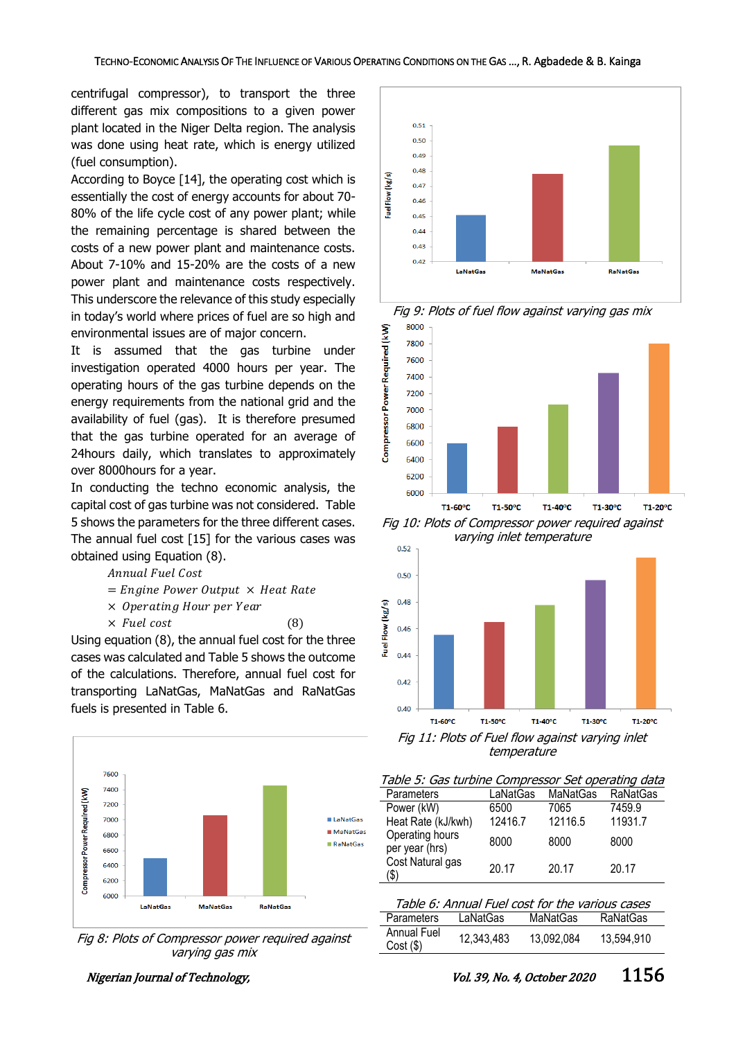centrifugal compressor), to transport the three different gas mix compositions to a given power plant located in the Niger Delta region. The analysis was done using heat rate, which is energy utilized (fuel consumption).

According to Boyce [14], the operating cost which is essentially the cost of energy accounts for about 70-80% of the life cycle cost of any power plant; while the remaining percentage is shared between the costs of a new power plant and maintenance costs. About 7-10% and 15-20% are the costs of a new power plant and maintenance costs respectively. This underscore the relevance of this study especially in today's world where prices of fuel are so high and environmental issues are of major concern.

It is assumed that the gas turbine under investigation operated 4000 hours per year. The operating hours of the gas turbine depends on the energy requirements from the national grid and the availability of fuel (gas). It is therefore presumed that the gas turbine operated for an average of 24hours daily, which translates to approximately over 8000hours for a year.

In conducting the techno economic analysis, the capital cost of gas turbine was not considered. Table 5 shows the parameters for the three different cases. The annual fuel cost [15] for the various cases was obtained using Equation (8).

$$\begin{aligned} &\textit{Annual Fuel Cost} \\ &= \textit{Engine Power Output} \times \textit{Heat Rate} \\ &\times \textit{Operating Hour per Year} \\ &\times \textit{Fuel cost} \qquad (8) \end{aligned}$$

Using equation (8), the annual fuel cost for the three cases was calculated and Table 5 shows the outcome of the calculations. Therefore, annual fuel cost for transporting LaNatGas, MaNatGas and RaNatGas fuels is presented in Table 6.

*Fig 8: Plots of Compressor power required against varying gas mix*

*Fig 9: Plots of fuel flow against varying gas mix*

*Fig 10: Plots of Compressor power required against varying inlet temperature*

*Fig 11: Plots of Fuel flow against varying inlet temperature*

*Table 5: Gas turbine Compressor Set operating data*

| Parameters | LaNatGas | MaNatGas | RaNatGas |
|---|---|---|---|
| Power (kW) | 6500 | 7065 | 7459.9 |
| Heat Rate (kJ/kwh) | 12416.7 | 12116.5 | 11931.7 |
| Operating hours per year (hrs) | 8000 | 8000 | 8000 |
| Cost Natural gas ($) | 20.17 | 20.17 | 20.17 |

*Table 6: Annual Fuel cost for the various cases*

| Parameters | LaNatGas | MaNatGas | RaNatGas |
|---|---|---|---|
| Annual Fuel Cost ($) | 12,343,483 | 13,092,084 | 13,594,910 |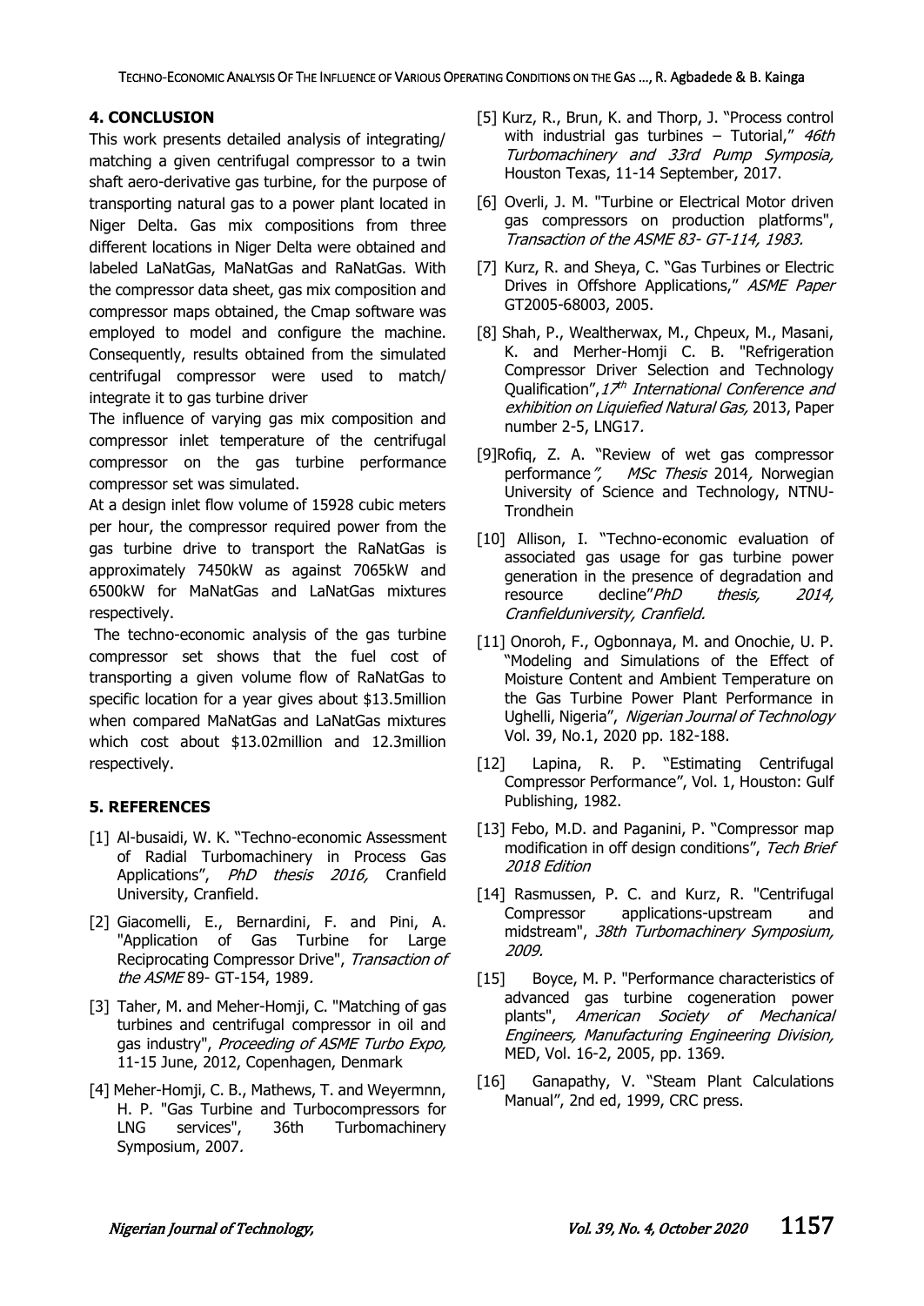## 4. CONCLUSION

This work presents detailed analysis of integrating/ matching a given centrifugal compressor to a twin shaft aero-derivative gas turbine, for the purpose of transporting natural gas to a power plant located in Niger Delta. Gas mix compositions from three different locations in Niger Delta were obtained and labeled LaNatGas, MaNatGas and RaNatGas. With the compressor data sheet, gas mix composition and compressor maps obtained, the Cmap software was employed to model and configure the machine. Consequently, results obtained from the simulated centrifugal compressor were used to match/ integrate it to gas turbine driver

The influence of varying gas mix composition and compressor inlet temperature of the centrifugal compressor on the gas turbine performance compressor set was simulated.

At a design inlet flow volume of 15928 cubic meters per hour, the compressor required power from the gas turbine drive to transport the RaNatGas is approximately 7450kW as against 7065kW and 6500kW for MaNatGas and LaNatGas mixtures respectively.

The techno-economic analysis of the gas turbine compressor set shows that the fuel cost of transporting a given volume flow of RaNatGas to specific location for a year gives about $13.5million when compared MaNatGas and LaNatGas mixtures which cost about $13.02million and 12.3million respectively.

## 5. REFERENCES

[1] Al-busaidi, W. K. "Techno-economic Assessment of Radial Turbomachinery in Process Gas Applications", *PhD thesis 2016,* Cranfield University, Cranfield.

[2] Giacomelli, E., Bernardini, F. and Pini, A. "Application of Gas Turbine for Large Reciprocating Compressor Drive", *Transaction of the ASME* 89- GT-154, 1989.

[3] Taher, M. and Meher-Homji, C. "Matching of gas turbines and centrifugal compressor in oil and gas industry", *Proceeding of ASME Turbo Expo,* 11-15 June, 2012, Copenhagen, Denmark

[4] Meher-Homji, C. B., Mathews, T. and Weyermnn, H. P. "Gas Turbine and Turbocompressors for LNG services", 36th Turbomachinery Symposium, 2007.

[5] Kurz, R., Brun, K. and Thorp, J. "Process control with industrial gas turbines – Tutorial," *46th Turbomachinery and 33rd Pump Symposia,* Houston Texas, 11-14 September, 2017.

[6] Overli, J. M. "Turbine or Electrical Motor driven gas compressors on production platforms", *Transaction of the ASME 83- GT-114, 1983.*

[7] Kurz, R. and Sheya, C. "Gas Turbines or Electric Drives in Offshore Applications," *ASME Paper* GT2005-68003, 2005.

[8] Shah, P., Wealtherwax, M., Chpeux, M., Masani, K. and Merher-Homji C. B. "Refrigeration Compressor Driver Selection and Technology Qualification",*17th International Conference and exhibition on Liquiefied Natural Gas,* 2013, Paper number 2-5, LNG17.

[9]Rofiq, Z. A. "Review of wet gas compressor performance*", MSc Thesis* 2014*,* Norwegian University of Science and Technology, NTNU-Trondhein

[10] Allison, I. "Techno-economic evaluation of associated gas usage for gas turbine power generation in the presence of degradation and resource decline"*PhD thesis, 2014, Cranfielduniversity, Cranfield.*

[11] Onoroh, F., Ogbonnaya, M. and Onochie, U. P. "Modeling and Simulations of the Effect of Moisture Content and Ambient Temperature on the Gas Turbine Power Plant Performance in Ughelli, Nigeria", *Nigerian Journal of Technology* Vol. 39, No.1, 2020 pp. 182-188.

[12] Lapina, R. P. "Estimating Centrifugal Compressor Performance", Vol. 1, Houston: Gulf Publishing, 1982.

[13] Febo, M.D. and Paganini, P. "Compressor map modification in off design conditions", *Tech Brief 2018 Edition*

[14] Rasmussen, P. C. and Kurz, R. "Centrifugal Compressor applications-upstream and midstream", *38th Turbomachinery Symposium, 2009.*

[15] Boyce, M. P. "Performance characteristics of advanced gas turbine cogeneration power plants", *American Society of Mechanical Engineers, Manufacturing Engineering Division,* MED, Vol. 16-2, 2005, pp. 1369.

[16] Ganapathy, V. "Steam Plant Calculations Manual", 2nd ed, 1999, CRC press.